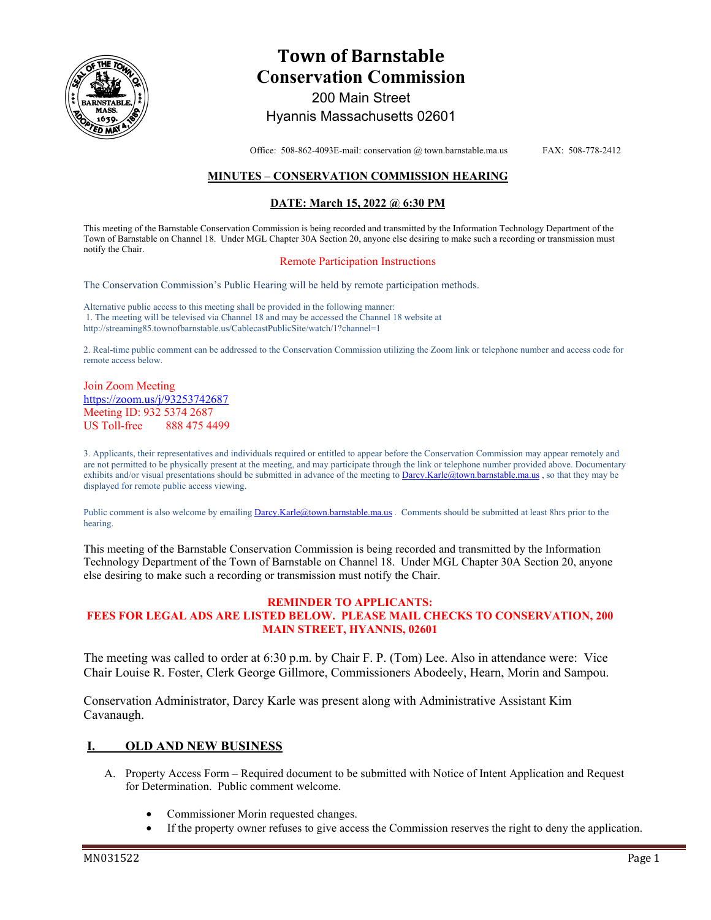# Town of Barnstable
# Conservation Commission

200 Main Street
Hyannis Massachusetts 02601

Office: 508-862-4093E-mail: conservation @ town.barnstable.ma.us FAX: 508-778-2412

## MINUTES – CONSERVATION COMMISSION HEARING

### DATE: March 15, 2022 @ 6:30 PM

This meeting of the Barnstable Conservation Commission is being recorded and transmitted by the Information Technology Department of the Town of Barnstable on Channel 18. Under MGL Chapter 30A Section 20, anyone else desiring to make such a recording or transmission must notify the Chair.

Remote Participation Instructions

The Conservation Commission's Public Hearing will be held by remote participation methods.

Alternative public access to this meeting shall be provided in the following manner:
1. The meeting will be televised via Channel 18 and may be accessed the Channel 18 website at http://streaming85.townofbarnstable.us/CablecastPublicSite/watch/1?channel=1

2. Real-time public comment can be addressed to the Conservation Commission utilizing the Zoom link or telephone number and access code for remote access below.

Join Zoom Meeting
https://zoom.us/j/93253742687
Meeting ID: 932 5374 2687
US Toll-free 888 475 4499

3. Applicants, their representatives and individuals required or entitled to appear before the Conservation Commission may appear remotely and are not permitted to be physically present at the meeting, and may participate through the link or telephone number provided above. Documentary exhibits and/or visual presentations should be submitted in advance of the meeting to Darcy.Karle@town.barnstable.ma.us , so that they may be displayed for remote public access viewing.

Public comment is also welcome by emailing Darcy.Karle@town.barnstable.ma.us . Comments should be submitted at least 8hrs prior to the hearing.

This meeting of the Barnstable Conservation Commission is being recorded and transmitted by the Information Technology Department of the Town of Barnstable on Channel 18. Under MGL Chapter 30A Section 20, anyone else desiring to make such a recording or transmission must notify the Chair.

**REMINDER TO APPLICANTS:**
**FEES FOR LEGAL ADS ARE LISTED BELOW. PLEASE MAIL CHECKS TO CONSERVATION, 200 MAIN STREET, HYANNIS, 02601**

The meeting was called to order at 6:30 p.m. by Chair F. P. (Tom) Lee. Also in attendance were: Vice Chair Louise R. Foster, Clerk George Gillmore, Commissioners Abodeely, Hearn, Morin and Sampou.

Conservation Administrator, Darcy Karle was present along with Administrative Assistant Kim Cavanaugh.

## I. OLD AND NEW BUSINESS

A. Property Access Form – Required document to be submitted with Notice of Intent Application and Request for Determination. Public comment welcome.

- Commissioner Morin requested changes.
- If the property owner refuses to give access the Commission reserves the right to deny the application.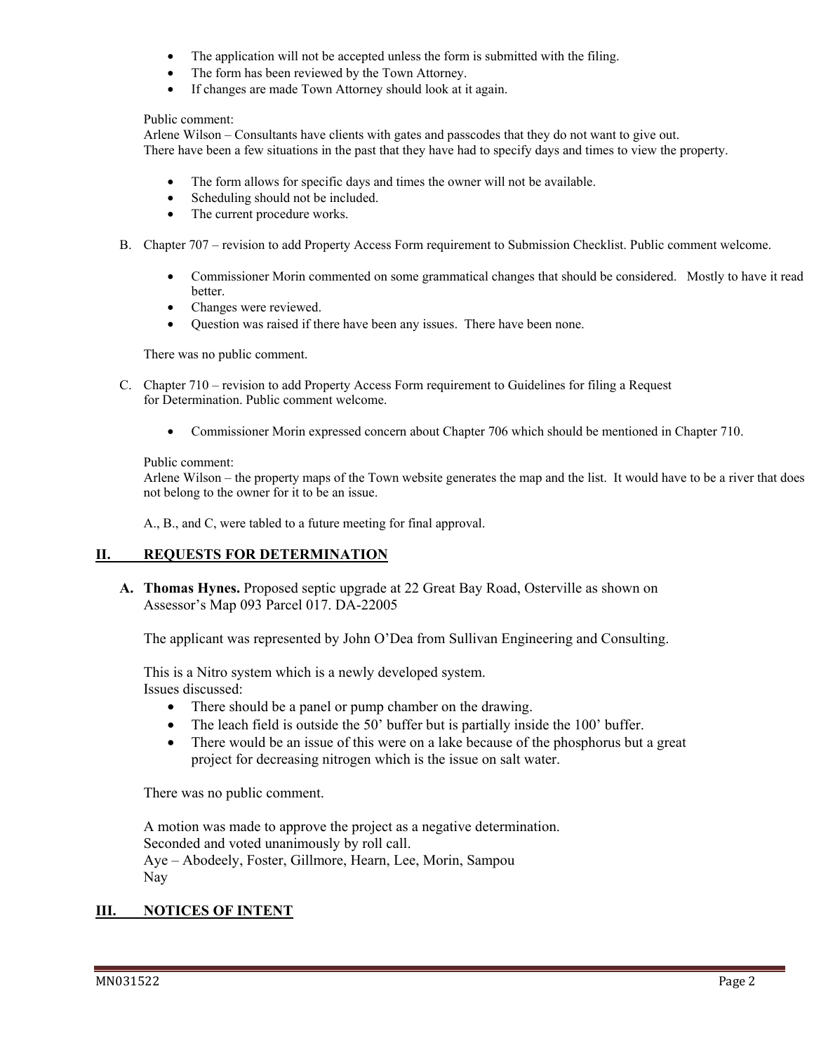- The application will not be accepted unless the form is submitted with the filing.
- The form has been reviewed by the Town Attorney.
- If changes are made Town Attorney should look at it again.

Public comment:
Arlene Wilson – Consultants have clients with gates and passcodes that they do not want to give out.
There have been a few situations in the past that they have had to specify days and times to view the property.

- The form allows for specific days and times the owner will not be available.
- Scheduling should not be included.
- The current procedure works.

B. Chapter 707 – revision to add Property Access Form requirement to Submission Checklist. Public comment welcome.

- Commissioner Morin commented on some grammatical changes that should be considered. Mostly to have it read better.
- Changes were reviewed.
- Question was raised if there have been any issues. There have been none.

There was no public comment.

C. Chapter 710 – revision to add Property Access Form requirement to Guidelines for filing a Request for Determination. Public comment welcome.

- Commissioner Morin expressed concern about Chapter 706 which should be mentioned in Chapter 710.

Public comment:
Arlene Wilson – the property maps of the Town website generates the map and the list. It would have to be a river that does not belong to the owner for it to be an issue.

A., B., and C, were tabled to a future meeting for final approval.

## II. REQUESTS FOR DETERMINATION

**A. Thomas Hynes.** Proposed septic upgrade at 22 Great Bay Road, Osterville as shown on Assessor's Map 093 Parcel 017. DA-22005

The applicant was represented by John O'Dea from Sullivan Engineering and Consulting.

This is a Nitro system which is a newly developed system.
Issues discussed:

- There should be a panel or pump chamber on the drawing.
- The leach field is outside the 50' buffer but is partially inside the 100' buffer.
- There would be an issue of this were on a lake because of the phosphorus but a great project for decreasing nitrogen which is the issue on salt water.

There was no public comment.

A motion was made to approve the project as a negative determination.
Seconded and voted unanimously by roll call.
Aye – Abodeely, Foster, Gillmore, Hearn, Lee, Morin, Sampou
Nay

## III. NOTICES OF INTENT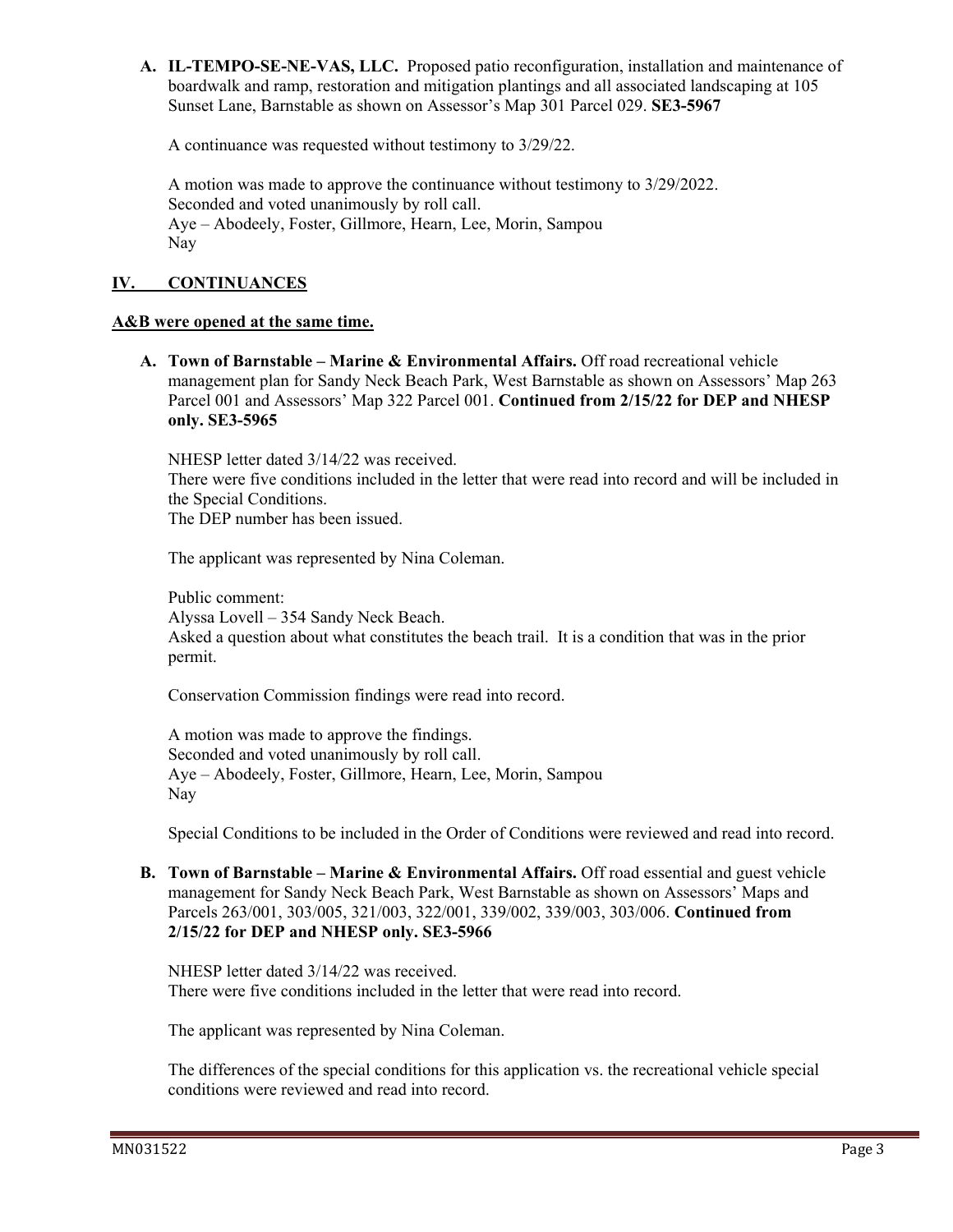**A. IL-TEMPO-SE-NE-VAS, LLC.** Proposed patio reconfiguration, installation and maintenance of boardwalk and ramp, restoration and mitigation plantings and all associated landscaping at 105 Sunset Lane, Barnstable as shown on Assessor's Map 301 Parcel 029. **SE3-5967**

A continuance was requested without testimony to 3/29/22.

A motion was made to approve the continuance without testimony to 3/29/2022.
Seconded and voted unanimously by roll call.
Aye – Abodeely, Foster, Gillmore, Hearn, Lee, Morin, Sampou
Nay

## IV. CONTINUANCES

**A&B were opened at the same time.**

**A. Town of Barnstable – Marine & Environmental Affairs.** Off road recreational vehicle management plan for Sandy Neck Beach Park, West Barnstable as shown on Assessors' Map 263 Parcel 001 and Assessors' Map 322 Parcel 001. **Continued from 2/15/22 for DEP and NHESP only. SE3-5965**

NHESP letter dated 3/14/22 was received.
There were five conditions included in the letter that were read into record and will be included in the Special Conditions.
The DEP number has been issued.

The applicant was represented by Nina Coleman.

Public comment:
Alyssa Lovell – 354 Sandy Neck Beach.
Asked a question about what constitutes the beach trail. It is a condition that was in the prior permit.

Conservation Commission findings were read into record.

A motion was made to approve the findings.
Seconded and voted unanimously by roll call.
Aye – Abodeely, Foster, Gillmore, Hearn, Lee, Morin, Sampou
Nay

Special Conditions to be included in the Order of Conditions were reviewed and read into record.

**B. Town of Barnstable – Marine & Environmental Affairs.** Off road essential and guest vehicle management for Sandy Neck Beach Park, West Barnstable as shown on Assessors' Maps and Parcels 263/001, 303/005, 321/003, 322/001, 339/002, 339/003, 303/006. **Continued from 2/15/22 for DEP and NHESP only. SE3-5966**

NHESP letter dated 3/14/22 was received.
There were five conditions included in the letter that were read into record.

The applicant was represented by Nina Coleman.

The differences of the special conditions for this application vs. the recreational vehicle special conditions were reviewed and read into record.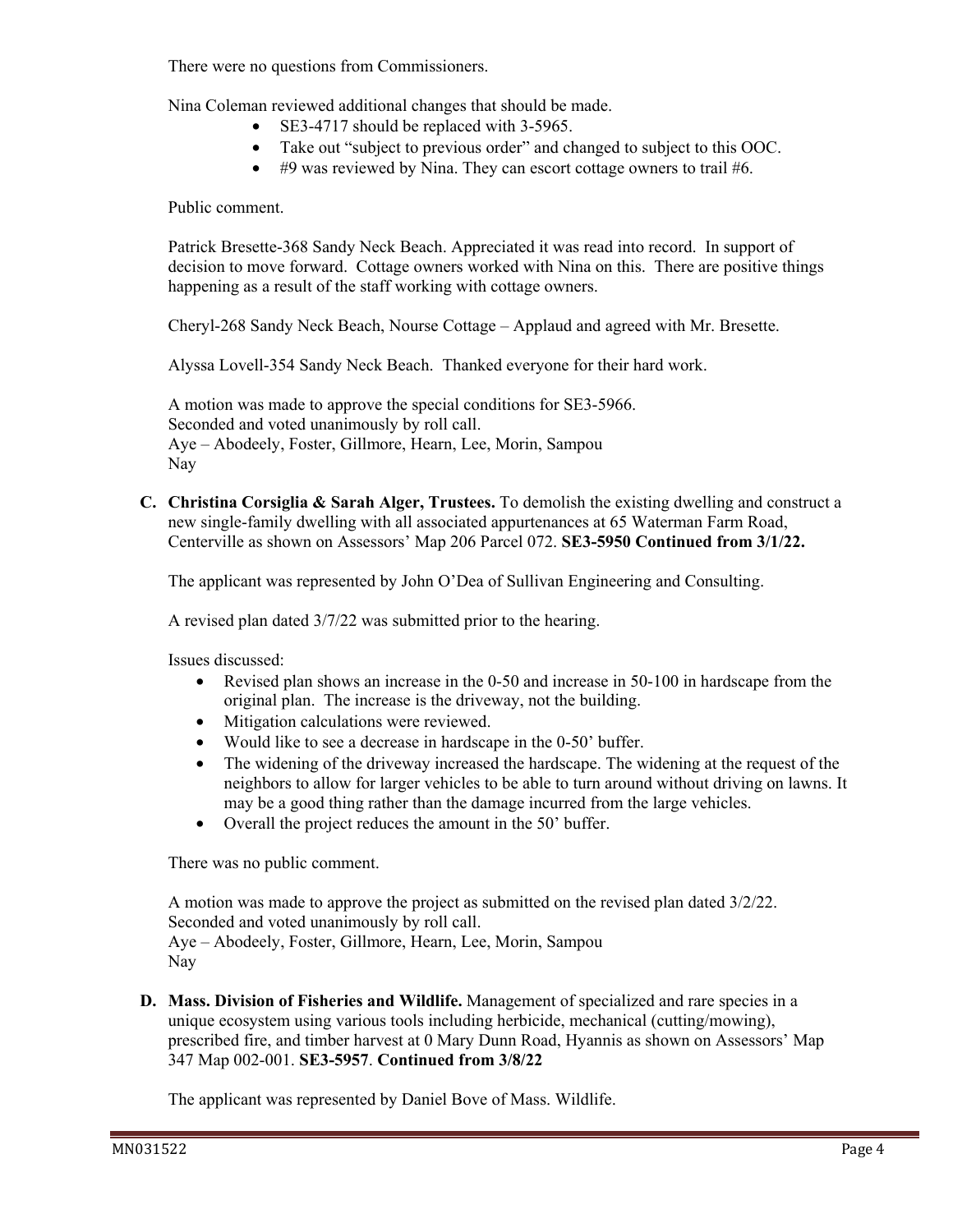There were no questions from Commissioners.

Nina Coleman reviewed additional changes that should be made.

- SE3-4717 should be replaced with 3-5965.
- Take out "subject to previous order" and changed to subject to this OOC.
- #9 was reviewed by Nina. They can escort cottage owners to trail #6.

Public comment.

Patrick Bresette-368 Sandy Neck Beach. Appreciated it was read into record. In support of decision to move forward. Cottage owners worked with Nina on this. There are positive things happening as a result of the staff working with cottage owners.

Cheryl-268 Sandy Neck Beach, Nourse Cottage – Applaud and agreed with Mr. Bresette.

Alyssa Lovell-354 Sandy Neck Beach. Thanked everyone for their hard work.

A motion was made to approve the special conditions for SE3-5966.
Seconded and voted unanimously by roll call.
Aye – Abodeely, Foster, Gillmore, Hearn, Lee, Morin, Sampou
Nay

**C. Christina Corsiglia & Sarah Alger, Trustees.** To demolish the existing dwelling and construct a new single-family dwelling with all associated appurtenances at 65 Waterman Farm Road, Centerville as shown on Assessors' Map 206 Parcel 072. **SE3-5950 Continued from 3/1/22.**

The applicant was represented by John O'Dea of Sullivan Engineering and Consulting.

A revised plan dated 3/7/22 was submitted prior to the hearing.

Issues discussed:

- Revised plan shows an increase in the 0-50 and increase in 50-100 in hardscape from the original plan. The increase is the driveway, not the building.
- Mitigation calculations were reviewed.
- Would like to see a decrease in hardscape in the 0-50' buffer.
- The widening of the driveway increased the hardscape. The widening at the request of the neighbors to allow for larger vehicles to be able to turn around without driving on lawns. It may be a good thing rather than the damage incurred from the large vehicles.
- Overall the project reduces the amount in the 50' buffer.

There was no public comment.

A motion was made to approve the project as submitted on the revised plan dated 3/2/22.
Seconded and voted unanimously by roll call.
Aye – Abodeely, Foster, Gillmore, Hearn, Lee, Morin, Sampou
Nay

**D. Mass. Division of Fisheries and Wildlife.** Management of specialized and rare species in a unique ecosystem using various tools including herbicide, mechanical (cutting/mowing), prescribed fire, and timber harvest at 0 Mary Dunn Road, Hyannis as shown on Assessors' Map 347 Map 002-001. **SE3-5957**. **Continued from 3/8/22**

The applicant was represented by Daniel Bove of Mass. Wildlife.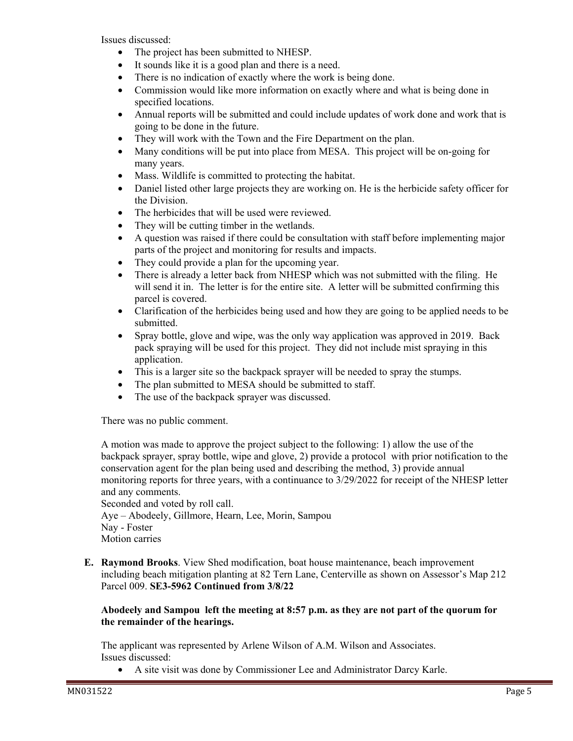Issues discussed:

- The project has been submitted to NHESP.
- It sounds like it is a good plan and there is a need.
- There is no indication of exactly where the work is being done.
- Commission would like more information on exactly where and what is being done in specified locations.
- Annual reports will be submitted and could include updates of work done and work that is going to be done in the future.
- They will work with the Town and the Fire Department on the plan.
- Many conditions will be put into place from MESA. This project will be on-going for many years.
- Mass. Wildlife is committed to protecting the habitat.
- Daniel listed other large projects they are working on. He is the herbicide safety officer for the Division.
- The herbicides that will be used were reviewed.
- They will be cutting timber in the wetlands.
- A question was raised if there could be consultation with staff before implementing major parts of the project and monitoring for results and impacts.
- They could provide a plan for the upcoming year.
- There is already a letter back from NHESP which was not submitted with the filing. He will send it in. The letter is for the entire site. A letter will be submitted confirming this parcel is covered.
- Clarification of the herbicides being used and how they are going to be applied needs to be submitted.
- Spray bottle, glove and wipe, was the only way application was approved in 2019. Back pack spraying will be used for this project. They did not include mist spraying in this application.
- This is a larger site so the backpack sprayer will be needed to spray the stumps.
- The plan submitted to MESA should be submitted to staff.
- The use of the backpack sprayer was discussed.

There was no public comment.

A motion was made to approve the project subject to the following: 1) allow the use of the backpack sprayer, spray bottle, wipe and glove, 2) provide a protocol with prior notification to the conservation agent for the plan being used and describing the method, 3) provide annual monitoring reports for three years, with a continuance to 3/29/2022 for receipt of the NHESP letter and any comments.
Seconded and voted by roll call.
Aye – Abodeely, Gillmore, Hearn, Lee, Morin, Sampou
Nay - Foster
Motion carries

**E. Raymond Brooks**. View Shed modification, boat house maintenance, beach improvement including beach mitigation planting at 82 Tern Lane, Centerville as shown on Assessor's Map 212 Parcel 009. **SE3-5962 Continued from 3/8/22**

**Abodeely and Sampou left the meeting at 8:57 p.m. as they are not part of the quorum for the remainder of the hearings.**

The applicant was represented by Arlene Wilson of A.M. Wilson and Associates.
Issues discussed:

- A site visit was done by Commissioner Lee and Administrator Darcy Karle.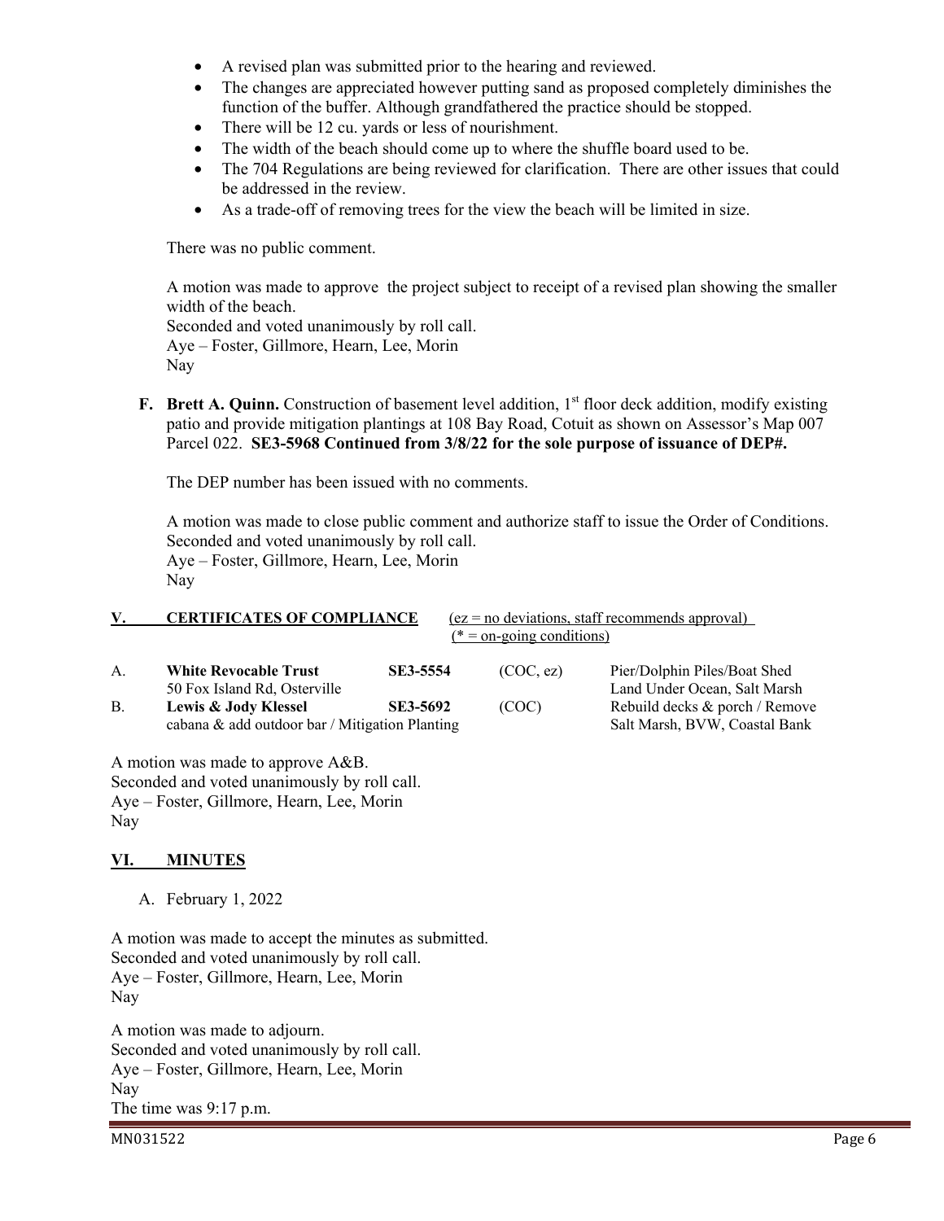- A revised plan was submitted prior to the hearing and reviewed.
- The changes are appreciated however putting sand as proposed completely diminishes the function of the buffer. Although grandfathered the practice should be stopped.
- There will be 12 cu. yards or less of nourishment.
- The width of the beach should come up to where the shuffle board used to be.
- The 704 Regulations are being reviewed for clarification. There are other issues that could be addressed in the review.
- As a trade-off of removing trees for the view the beach will be limited in size.

There was no public comment.

A motion was made to approve the project subject to receipt of a revised plan showing the smaller width of the beach.
Seconded and voted unanimously by roll call.
Aye – Foster, Gillmore, Hearn, Lee, Morin
Nay

**F. Brett A. Quinn.** Construction of basement level addition, 1st floor deck addition, modify existing patio and provide mitigation plantings at 108 Bay Road, Cotuit as shown on Assessor's Map 007 Parcel 022. **SE3-5968 Continued from 3/8/22 for the sole purpose of issuance of DEP#.**

The DEP number has been issued with no comments.

A motion was made to close public comment and authorize staff to issue the Order of Conditions.
Seconded and voted unanimously by roll call.
Aye – Foster, Gillmore, Hearn, Lee, Morin
Nay

## V. CERTIFICATES OF COMPLIANCE

(ez = no deviations, staff recommends approval)
(* = on-going conditions)

| | | | | |
|---|---|---|---|---|
| A. | **White Revocable Trust**<br>50 Fox Island Rd, Osterville | **SE3-5554** | (COC, ez) | Pier/Dolphin Piles/Boat Shed<br>Land Under Ocean, Salt Marsh |
| B. | **Lewis & Jody Klessel**<br>cabana & add outdoor bar / Mitigation Planting | **SE3-5692** | (COC) | Rebuild decks & porch / Remove<br>Salt Marsh, BVW, Coastal Bank |

A motion was made to approve A&B.
Seconded and voted unanimously by roll call.
Aye – Foster, Gillmore, Hearn, Lee, Morin
Nay

## VI. MINUTES

A. February 1, 2022

A motion was made to accept the minutes as submitted.
Seconded and voted unanimously by roll call.
Aye – Foster, Gillmore, Hearn, Lee, Morin
Nay

A motion was made to adjourn.
Seconded and voted unanimously by roll call.
Aye – Foster, Gillmore, Hearn, Lee, Morin
Nay
The time was 9:17 p.m.

MN031522